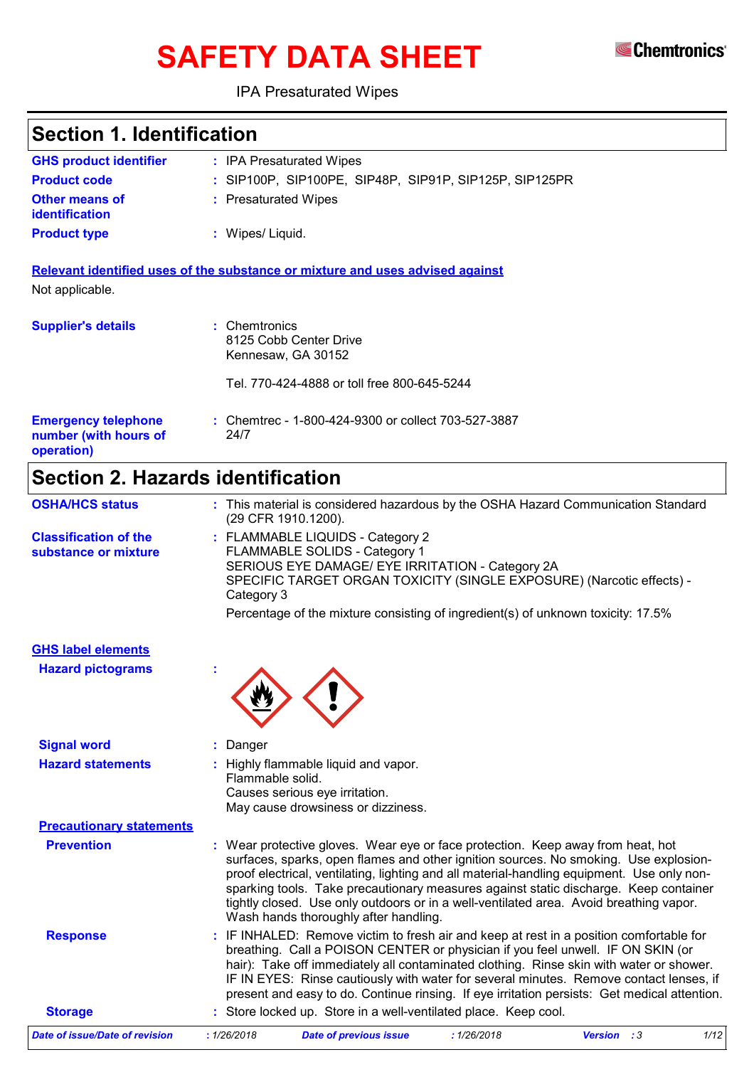# SAFETY DATA SHEET

Chemtronics

IPA Presaturated Wipes

## Section 1. Identification

**GHS product identifier** : IPA Presaturated Wipes

**Product code** : SIP100P, SIP100PE, SIP48P, SIP91P, SIP125P, SIP125PR

**Other means of identification** : Presaturated Wipes

**Product type** : Wipes/ Liquid.

**Relevant identified uses of the substance or mixture and uses advised against**

Not applicable.

**Supplier's details** : Chemtronics
8125 Cobb Center Drive
Kennesaw, GA 30152

Tel. 770-424-4888 or toll free 800-645-5244

**Emergency telephone number (with hours of operation)** : Chemtrec - 1-800-424-9300 or collect 703-527-3887
24/7

## Section 2. Hazards identification

**OSHA/HCS status** : This material is considered hazardous by the OSHA Hazard Communication Standard (29 CFR 1910.1200).

**Classification of the substance or mixture** : FLAMMABLE LIQUIDS - Category 2
FLAMMABLE SOLIDS - Category 1
SERIOUS EYE DAMAGE/ EYE IRRITATION - Category 2A
SPECIFIC TARGET ORGAN TOXICITY (SINGLE EXPOSURE) (Narcotic effects) - Category 3

Percentage of the mixture consisting of ingredient(s) of unknown toxicity: 17.5%

**GHS label elements**

**Hazard pictograms** :

**Signal word** : Danger

**Hazard statements** : Highly flammable liquid and vapor.
Flammable solid.
Causes serious eye irritation.
May cause drowsiness or dizziness.

**Precautionary statements**

**Prevention** : Wear protective gloves. Wear eye or face protection. Keep away from heat, hot surfaces, sparks, open flames and other ignition sources. No smoking. Use explosion-proof electrical, ventilating, lighting and all material-handling equipment. Use only non-sparking tools. Take precautionary measures against static discharge. Keep container tightly closed. Use only outdoors or in a well-ventilated area. Avoid breathing vapor. Wash hands thoroughly after handling.

**Response** : IF INHALED: Remove victim to fresh air and keep at rest in a position comfortable for breathing. Call a POISON CENTER or physician if you feel unwell. IF ON SKIN (or hair): Take off immediately all contaminated clothing. Rinse skin with water or shower. IF IN EYES: Rinse cautiously with water for several minutes. Remove contact lenses, if present and easy to do. Continue rinsing. If eye irritation persists: Get medical attention.

**Storage** : Store locked up. Store in a well-ventilated place. Keep cool.

*Date of issue/Date of revision* : 1/26/2018 *Date of previous issue* : 1/26/2018 *Version* : 3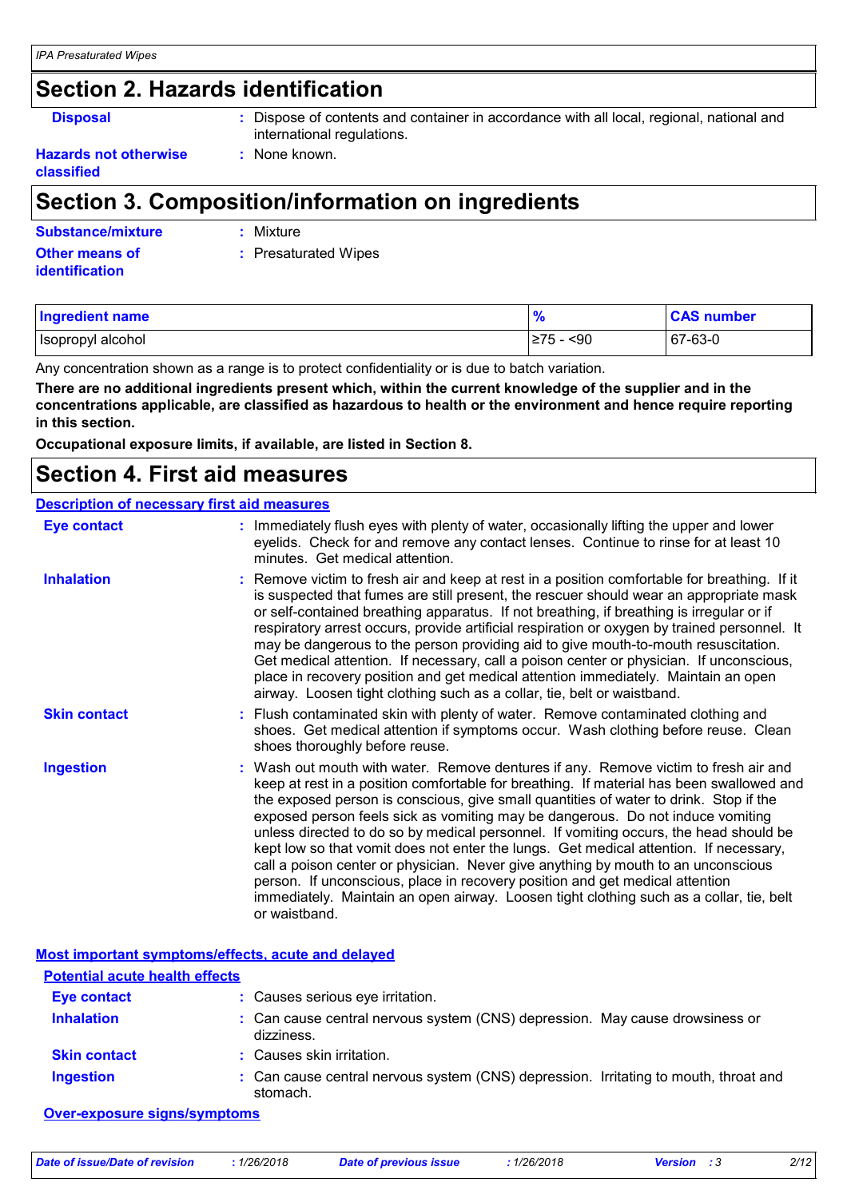## Section 2. Hazards identification

**Disposal** : Dispose of contents and container in accordance with all local, regional, national and international regulations.

**Hazards not otherwise classified** : None known.

## Section 3. Composition/information on ingredients

**Substance/mixture** : Mixture

**Other means of identification** : Presaturated Wipes

| Ingredient name | % | CAS number |
|---|---|---|
| Isopropyl alcohol | ≥75 - <90 | 67-63-0 |

Any concentration shown as a range is to protect confidentiality or is due to batch variation.

**There are no additional ingredients present which, within the current knowledge of the supplier and in the concentrations applicable, are classified as hazardous to health or the environment and hence require reporting in this section.**

**Occupational exposure limits, if available, are listed in Section 8.**

## Section 4. First aid measures

### Description of necessary first aid measures

**Eye contact** : Immediately flush eyes with plenty of water, occasionally lifting the upper and lower eyelids. Check for and remove any contact lenses. Continue to rinse for at least 10 minutes. Get medical attention.

**Inhalation** : Remove victim to fresh air and keep at rest in a position comfortable for breathing. If it is suspected that fumes are still present, the rescuer should wear an appropriate mask or self-contained breathing apparatus. If not breathing, if breathing is irregular or if respiratory arrest occurs, provide artificial respiration or oxygen by trained personnel. It may be dangerous to the person providing aid to give mouth-to-mouth resuscitation. Get medical attention. If necessary, call a poison center or physician. If unconscious, place in recovery position and get medical attention immediately. Maintain an open airway. Loosen tight clothing such as a collar, tie, belt or waistband.

**Skin contact** : Flush contaminated skin with plenty of water. Remove contaminated clothing and shoes. Get medical attention if symptoms occur. Wash clothing before reuse. Clean shoes thoroughly before reuse.

**Ingestion** : Wash out mouth with water. Remove dentures if any. Remove victim to fresh air and keep at rest in a position comfortable for breathing. If material has been swallowed and the exposed person is conscious, give small quantities of water to drink. Stop if the exposed person feels sick as vomiting may be dangerous. Do not induce vomiting unless directed to do so by medical personnel. If vomiting occurs, the head should be kept low so that vomit does not enter the lungs. Get medical attention. If necessary, call a poison center or physician. Never give anything by mouth to an unconscious person. If unconscious, place in recovery position and get medical attention immediately. Maintain an open airway. Loosen tight clothing such as a collar, tie, belt or waistband.

### Most important symptoms/effects, acute and delayed

#### Potential acute health effects

**Eye contact** : Causes serious eye irritation.

**Inhalation** : Can cause central nervous system (CNS) depression. May cause drowsiness or dizziness.

**Skin contact** : Causes skin irritation.

**Ingestion** : Can cause central nervous system (CNS) depression. Irritating to mouth, throat and stomach.

#### Over-exposure signs/symptoms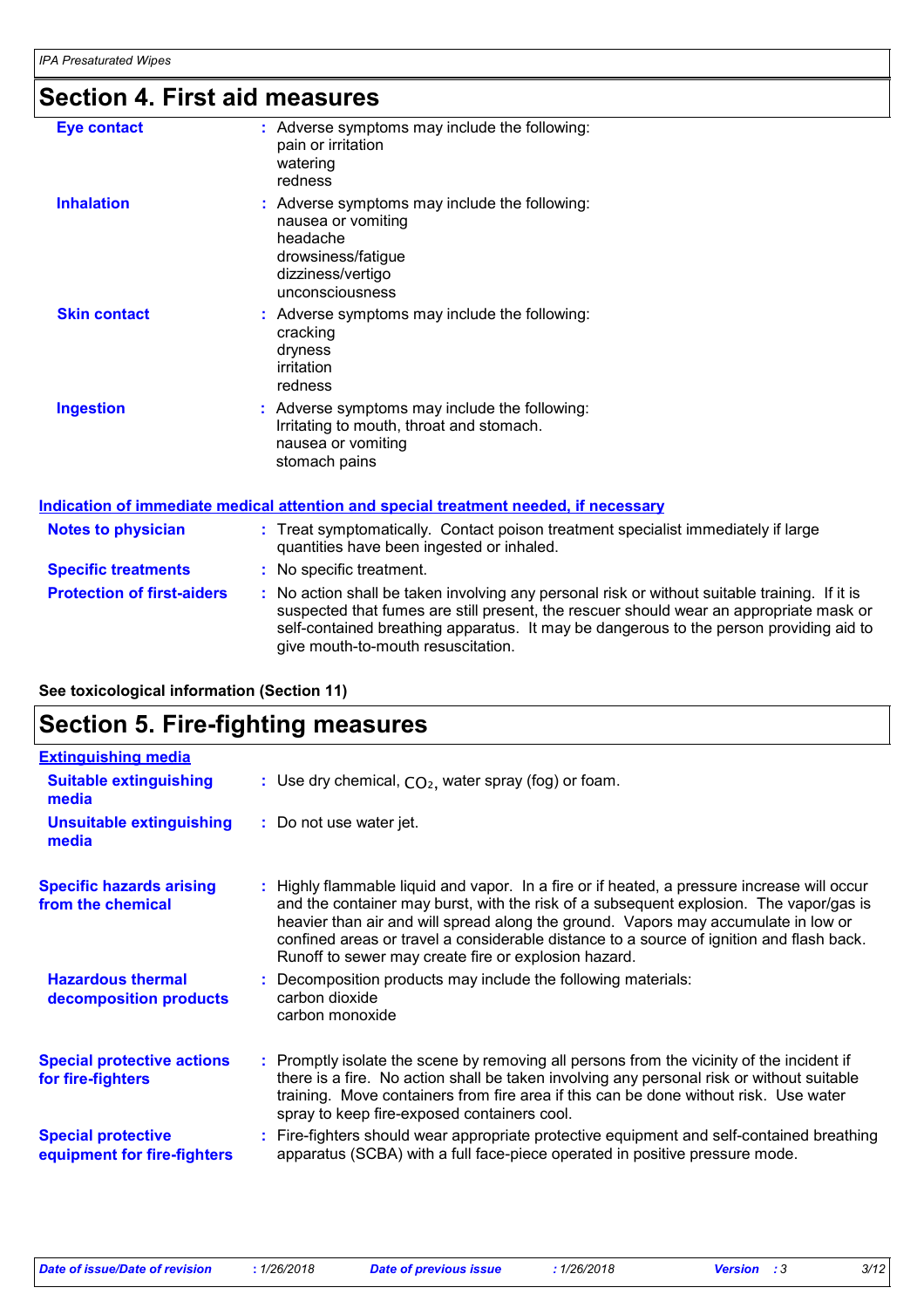## Section 4. First aid measures

**Eye contact** : Adverse symptoms may include the following:
pain or irritation
watering
redness

**Inhalation** : Adverse symptoms may include the following:
nausea or vomiting
headache
drowsiness/fatigue
dizziness/vertigo
unconsciousness

**Skin contact** : Adverse symptoms may include the following:
cracking
dryness
irritation
redness

**Ingestion** : Adverse symptoms may include the following:
Irritating to mouth, throat and stomach.
nausea or vomiting
stomach pains

### Indication of immediate medical attention and special treatment needed, if necessary

**Notes to physician** : Treat symptomatically. Contact poison treatment specialist immediately if large quantities have been ingested or inhaled.

**Specific treatments** : No specific treatment.

**Protection of first-aiders** : No action shall be taken involving any personal risk or without suitable training. If it is suspected that fumes are still present, the rescuer should wear an appropriate mask or self-contained breathing apparatus. It may be dangerous to the person providing aid to give mouth-to-mouth resuscitation.

**See toxicological information (Section 11)**

## Section 5. Fire-fighting measures

### Extinguishing media

**Suitable extinguishing media** : Use dry chemical, $CO_2$, water spray (fog) or foam.

**Unsuitable extinguishing media** : Do not use water jet.

**Specific hazards arising from the chemical** : Highly flammable liquid and vapor. In a fire or if heated, a pressure increase will occur and the container may burst, with the risk of a subsequent explosion. The vapor/gas is heavier than air and will spread along the ground. Vapors may accumulate in low or confined areas or travel a considerable distance to a source of ignition and flash back. Runoff to sewer may create fire or explosion hazard.

**Hazardous thermal decomposition products** : Decomposition products may include the following materials:
carbon dioxide
carbon monoxide

**Special protective actions for fire-fighters** : Promptly isolate the scene by removing all persons from the vicinity of the incident if there is a fire. No action shall be taken involving any personal risk or without suitable training. Move containers from fire area if this can be done without risk. Use water spray to keep fire-exposed containers cool.

**Special protective equipment for fire-fighters** : Fire-fighters should wear appropriate protective equipment and self-contained breathing apparatus (SCBA) with a full face-piece operated in positive pressure mode.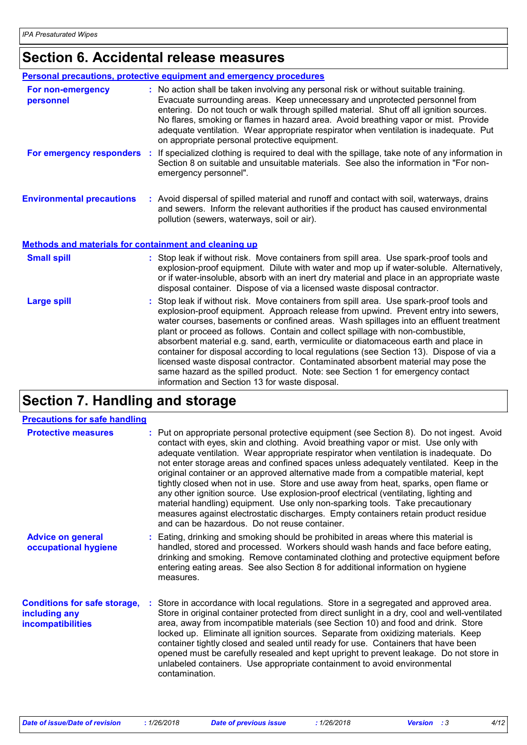## Section 6. Accidental release measures

### Personal precautions, protective equipment and emergency procedures

**For non-emergency personnel** : No action shall be taken involving any personal risk or without suitable training. Evacuate surrounding areas. Keep unnecessary and unprotected personnel from entering. Do not touch or walk through spilled material. Shut off all ignition sources. No flares, smoking or flames in hazard area. Avoid breathing vapor or mist. Provide adequate ventilation. Wear appropriate respirator when ventilation is inadequate. Put on appropriate personal protective equipment.

**For emergency responders** : If specialized clothing is required to deal with the spillage, take note of any information in Section 8 on suitable and unsuitable materials. See also the information in "For non-emergency personnel".

**Environmental precautions** : Avoid dispersal of spilled material and runoff and contact with soil, waterways, drains and sewers. Inform the relevant authorities if the product has caused environmental pollution (sewers, waterways, soil or air).

### Methods and materials for containment and cleaning up

**Small spill** : Stop leak if without risk. Move containers from spill area. Use spark-proof tools and explosion-proof equipment. Dilute with water and mop up if water-soluble. Alternatively, or if water-insoluble, absorb with an inert dry material and place in an appropriate waste disposal container. Dispose of via a licensed waste disposal contractor.

**Large spill** : Stop leak if without risk. Move containers from spill area. Use spark-proof tools and explosion-proof equipment. Approach release from upwind. Prevent entry into sewers, water courses, basements or confined areas. Wash spillages into an effluent treatment plant or proceed as follows. Contain and collect spillage with non-combustible, absorbent material e.g. sand, earth, vermiculite or diatomaceous earth and place in container for disposal according to local regulations (see Section 13). Dispose of via a licensed waste disposal contractor. Contaminated absorbent material may pose the same hazard as the spilled product. Note: see Section 1 for emergency contact information and Section 13 for waste disposal.

## Section 7. Handling and storage

### Precautions for safe handling

**Protective measures** : Put on appropriate personal protective equipment (see Section 8). Do not ingest. Avoid contact with eyes, skin and clothing. Avoid breathing vapor or mist. Use only with adequate ventilation. Wear appropriate respirator when ventilation is inadequate. Do not enter storage areas and confined spaces unless adequately ventilated. Keep in the original container or an approved alternative made from a compatible material, kept tightly closed when not in use. Store and use away from heat, sparks, open flame or any other ignition source. Use explosion-proof electrical (ventilating, lighting and material handling) equipment. Use only non-sparking tools. Take precautionary measures against electrostatic discharges. Empty containers retain product residue and can be hazardous. Do not reuse container.

**Advice on general occupational hygiene** : Eating, drinking and smoking should be prohibited in areas where this material is handled, stored and processed. Workers should wash hands and face before eating, drinking and smoking. Remove contaminated clothing and protective equipment before entering eating areas. See also Section 8 for additional information on hygiene measures.

**Conditions for safe storage, including any incompatibilities** : Store in accordance with local regulations. Store in a segregated and approved area. Store in original container protected from direct sunlight in a dry, cool and well-ventilated area, away from incompatible materials (see Section 10) and food and drink. Store locked up. Eliminate all ignition sources. Separate from oxidizing materials. Keep container tightly closed and sealed until ready for use. Containers that have been opened must be carefully resealed and kept upright to prevent leakage. Do not store in unlabeled containers. Use appropriate containment to avoid environmental contamination.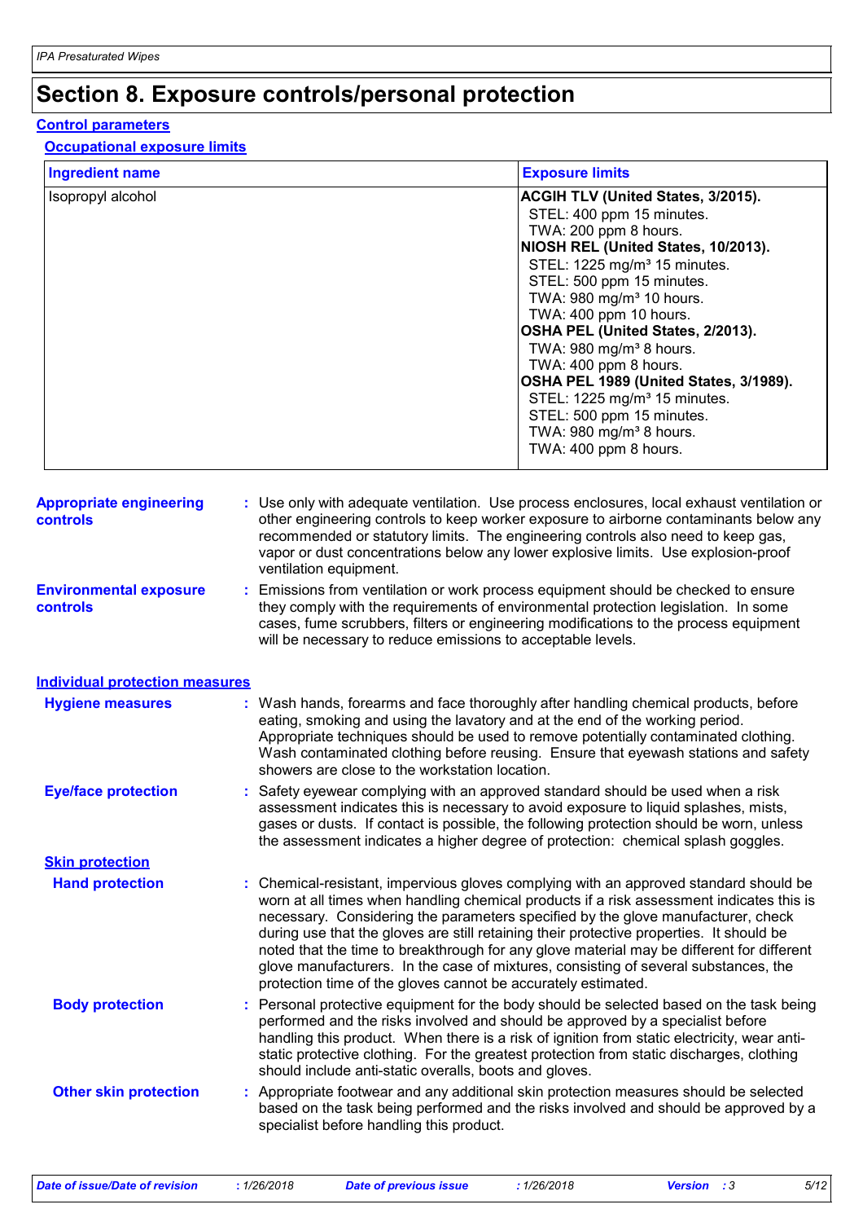# Section 8. Exposure controls/personal protection

## Control parameters

### Occupational exposure limits

| Ingredient name | Exposure limits |
|---|---|
| Isopropyl alcohol | **ACGIH TLV (United States, 3/2015).**<br>STEL: 400 ppm 15 minutes.<br>TWA: 200 ppm 8 hours.<br>**NIOSH REL (United States, 10/2013).**<br>STEL: 1225 mg/m³ 15 minutes.<br>STEL: 500 ppm 15 minutes.<br>TWA: 980 mg/m³ 10 hours.<br>TWA: 400 ppm 10 hours.<br>**OSHA PEL (United States, 2/2013).**<br>TWA: 980 mg/m³ 8 hours.<br>TWA: 400 ppm 8 hours.<br>**OSHA PEL 1989 (United States, 3/1989).**<br>STEL: 1225 mg/m³ 15 minutes.<br>STEL: 500 ppm 15 minutes.<br>TWA: 980 mg/m³ 8 hours.<br>TWA: 400 ppm 8 hours. |

**Appropriate engineering controls** : Use only with adequate ventilation. Use process enclosures, local exhaust ventilation or other engineering controls to keep worker exposure to airborne contaminants below any recommended or statutory limits. The engineering controls also need to keep gas, vapor or dust concentrations below any lower explosive limits. Use explosion-proof ventilation equipment.

**Environmental exposure controls** : Emissions from ventilation or work process equipment should be checked to ensure they comply with the requirements of environmental protection legislation. In some cases, fume scrubbers, filters or engineering modifications to the process equipment will be necessary to reduce emissions to acceptable levels.

## Individual protection measures

**Hygiene measures** : Wash hands, forearms and face thoroughly after handling chemical products, before eating, smoking and using the lavatory and at the end of the working period. Appropriate techniques should be used to remove potentially contaminated clothing. Wash contaminated clothing before reusing. Ensure that eyewash stations and safety showers are close to the workstation location.

**Eye/face protection** : Safety eyewear complying with an approved standard should be used when a risk assessment indicates this is necessary to avoid exposure to liquid splashes, mists, gases or dusts. If contact is possible, the following protection should be worn, unless the assessment indicates a higher degree of protection: chemical splash goggles.

### Skin protection

**Hand protection** : Chemical-resistant, impervious gloves complying with an approved standard should be worn at all times when handling chemical products if a risk assessment indicates this is necessary. Considering the parameters specified by the glove manufacturer, check during use that the gloves are still retaining their protective properties. It should be noted that the time to breakthrough for any glove material may be different for different glove manufacturers. In the case of mixtures, consisting of several substances, the protection time of the gloves cannot be accurately estimated.

**Body protection** : Personal protective equipment for the body should be selected based on the task being performed and the risks involved and should be approved by a specialist before handling this product. When there is a risk of ignition from static electricity, wear anti-static protective clothing. For the greatest protection from static discharges, clothing should include anti-static overalls, boots and gloves.

**Other skin protection** : Appropriate footwear and any additional skin protection measures should be selected based on the task being performed and the risks involved and should be approved by a specialist before handling this product.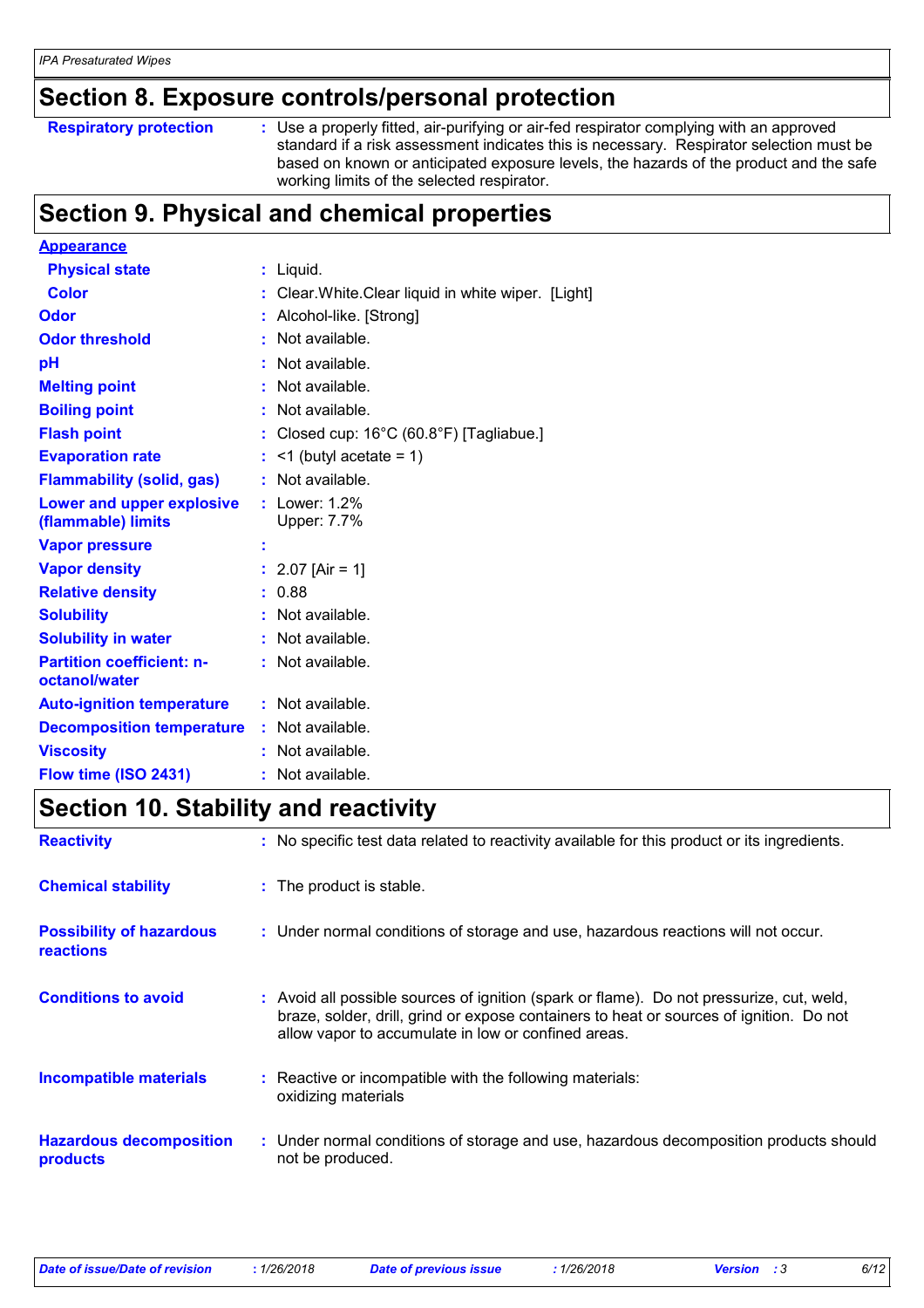## Section 8. Exposure controls/personal protection

| | |
|---|---|
| **Respiratory protection** | : Use a properly fitted, air-purifying or air-fed respirator complying with an approved standard if a risk assessment indicates this is necessary. Respirator selection must be based on known or anticipated exposure levels, the hazards of the product and the safe working limits of the selected respirator. |

## Section 9. Physical and chemical properties

**Appearance**

| | |
|---|---|
| **Physical state** | : Liquid. |
| **Color** | : Clear.White.Clear liquid in white wiper. [Light] |
| **Odor** | : Alcohol-like. [Strong] |
| **Odor threshold** | : Not available. |
| **pH** | : Not available. |
| **Melting point** | : Not available. |
| **Boiling point** | : Not available. |
| **Flash point** | : Closed cup: 16°C (60.8°F) [Tagliabue.] |
| **Evaporation rate** | : <1 (butyl acetate = 1) |
| **Flammability (solid, gas)** | : Not available. |
| **Lower and upper explosive (flammable) limits** | : Lower: 1.2%<br>Upper: 7.7% |
| **Vapor pressure** | : |
| **Vapor density** | : 2.07 [Air = 1] |
| **Relative density** | : 0.88 |
| **Solubility** | : Not available. |
| **Solubility in water** | : Not available. |
| **Partition coefficient: n-octanol/water** | : Not available. |
| **Auto-ignition temperature** | : Not available. |
| **Decomposition temperature** | : Not available. |
| **Viscosity** | : Not available. |
| **Flow time (ISO 2431)** | : Not available. |

## Section 10. Stability and reactivity

| | |
|---|---|
| **Reactivity** | : No specific test data related to reactivity available for this product or its ingredients. |
| **Chemical stability** | : The product is stable. |
| **Possibility of hazardous reactions** | : Under normal conditions of storage and use, hazardous reactions will not occur. |
| **Conditions to avoid** | : Avoid all possible sources of ignition (spark or flame). Do not pressurize, cut, weld, braze, solder, drill, grind or expose containers to heat or sources of ignition. Do not allow vapor to accumulate in low or confined areas. |
| **Incompatible materials** | : Reactive or incompatible with the following materials:<br>oxidizing materials |
| **Hazardous decomposition products** | : Under normal conditions of storage and use, hazardous decomposition products should not be produced. |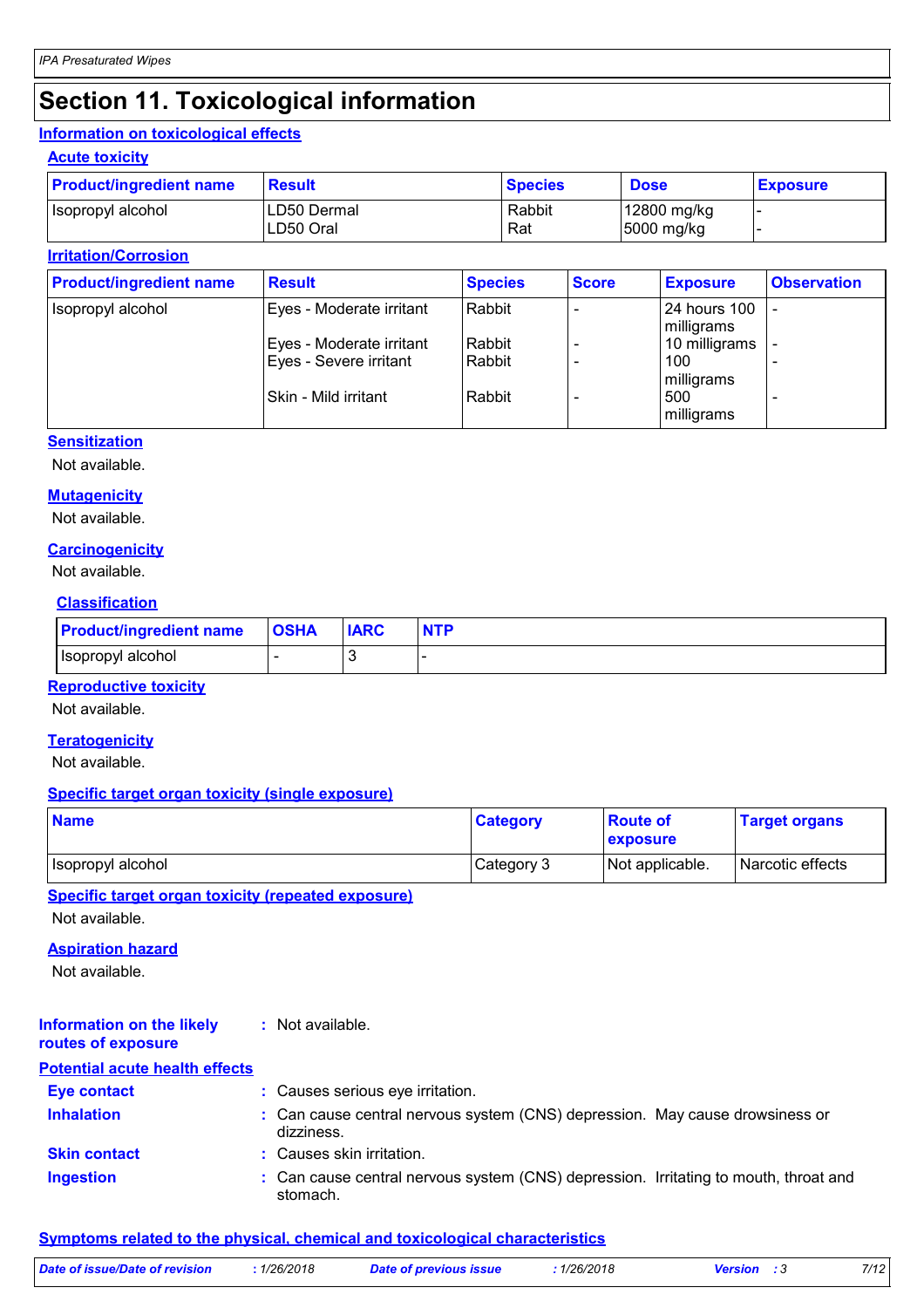# Section 11. Toxicological information

## Information on toxicological effects

### Acute toxicity

| Product/ingredient name | Result | Species | Dose | Exposure |
|---|---|---|---|---|
| Isopropyl alcohol | LD50 Dermal | Rabbit | 12800 mg/kg | - |
| | LD50 Oral | Rat | 5000 mg/kg | - |

### Irritation/Corrosion

| Product/ingredient name | Result | Species | Score | Exposure | Observation |
|---|---|---|---|---|---|
| Isopropyl alcohol | Eyes - Moderate irritant | Rabbit | - | 24 hours 100 milligrams | - |
| | Eyes - Moderate irritant | Rabbit | - | 10 milligrams | - |
| | Eyes - Severe irritant | Rabbit | - | 100 milligrams | - |
| | Skin - Mild irritant | Rabbit | - | 500 milligrams | - |

### Sensitization

Not available.

### Mutagenicity

Not available.

### Carcinogenicity

Not available.

### Classification

| Product/ingredient name | OSHA | IARC | NTP |
|---|---|---|---|
| Isopropyl alcohol | - | 3 | - |

### Reproductive toxicity

Not available.

### Teratogenicity

Not available.

### Specific target organ toxicity (single exposure)

| Name | Category | Route of exposure | Target organs |
|---|---|---|---|
| Isopropyl alcohol | Category 3 | Not applicable. | Narcotic effects |

### Specific target organ toxicity (repeated exposure)

Not available.

### Aspiration hazard

Not available.

**Information on the likely routes of exposure** : Not available.

### Potential acute health effects

**Eye contact** : Causes serious eye irritation.

**Inhalation** : Can cause central nervous system (CNS) depression. May cause drowsiness or dizziness.

**Skin contact** : Causes skin irritation.

**Ingestion** : Can cause central nervous system (CNS) depression. Irritating to mouth, throat and stomach.

### Symptoms related to the physical, chemical and toxicological characteristics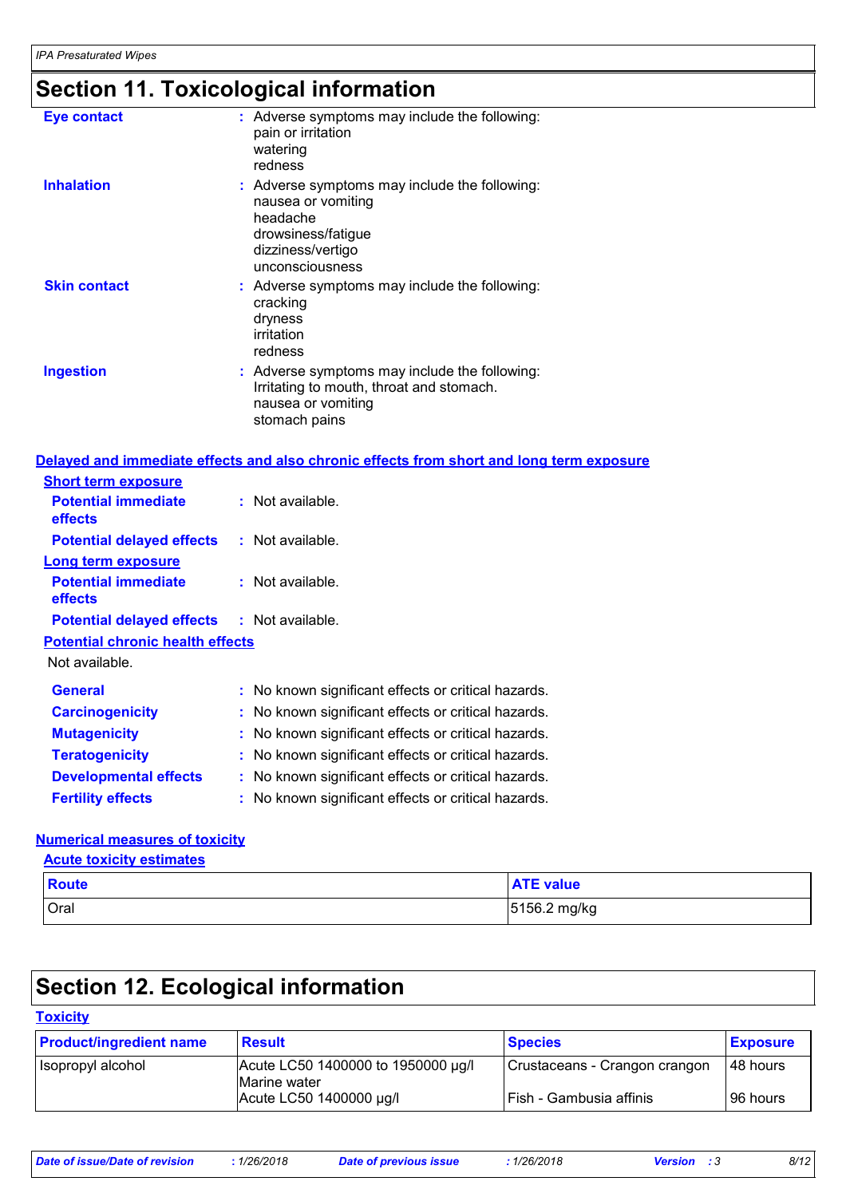## Section 11. Toxicological information

**Eye contact** : Adverse symptoms may include the following:
pain or irritation
watering
redness

**Inhalation** : Adverse symptoms may include the following:
nausea or vomiting
headache
drowsiness/fatigue
dizziness/vertigo
unconsciousness

**Skin contact** : Adverse symptoms may include the following:
cracking
dryness
irritation
redness

**Ingestion** : Adverse symptoms may include the following:
Irritating to mouth, throat and stomach.
nausea or vomiting
stomach pains

### Delayed and immediate effects and also chronic effects from short and long term exposure

**Short term exposure**

**Potential immediate effects** : Not available.

**Potential delayed effects** : Not available.

**Long term exposure**

**Potential immediate effects** : Not available.

**Potential delayed effects** : Not available.

**Potential chronic health effects**

Not available.

**General** : No known significant effects or critical hazards.

**Carcinogenicity** : No known significant effects or critical hazards.

**Mutagenicity** : No known significant effects or critical hazards.

**Teratogenicity** : No known significant effects or critical hazards.

**Developmental effects** : No known significant effects or critical hazards.

**Fertility effects** : No known significant effects or critical hazards.

### Numerical measures of toxicity

**Acute toxicity estimates**

| Route | ATE value |
|---|---|
| Oral | 5156.2 mg/kg |

## Section 12. Ecological information

### Toxicity

| Product/ingredient name | Result | Species | Exposure |
|---|---|---|---|
| Isopropyl alcohol | Acute LC50 1400000 to 1950000 µg/l Marine water | Crustaceans - Crangon crangon | 48 hours |
| | Acute LC50 1400000 µg/l | Fish - Gambusia affinis | 96 hours |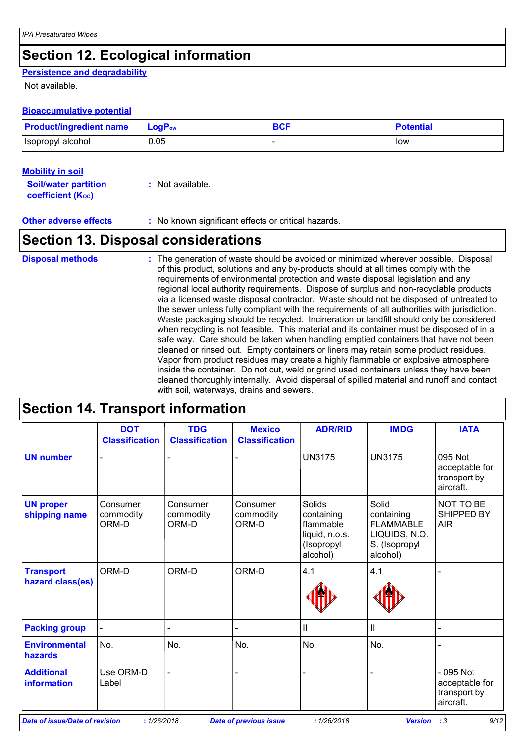## Section 12. Ecological information

**Persistence and degradability**

Not available.

**Bioaccumulative potential**

| Product/ingredient name | $LogP_{ow}$ | BCF | Potential |
|---|---|---|---|
| Isopropyl alcohol | 0.05 | - | low |

**Mobility in soil**

**Soil/water partition coefficient ($K_{OC}$)** : Not available.

**Other adverse effects** : No known significant effects or critical hazards.

## Section 13. Disposal considerations

**Disposal methods** : The generation of waste should be avoided or minimized wherever possible. Disposal of this product, solutions and any by-products should at all times comply with the requirements of environmental protection and waste disposal legislation and any regional local authority requirements. Dispose of surplus and non-recyclable products via a licensed waste disposal contractor. Waste should not be disposed of untreated to the sewer unless fully compliant with the requirements of all authorities with jurisdiction. Waste packaging should be recycled. Incineration or landfill should only be considered when recycling is not feasible. This material and its container must be disposed of in a safe way. Care should be taken when handling emptied containers that have not been cleaned or rinsed out. Empty containers or liners may retain some product residues. Vapor from product residues may create a highly flammable or explosive atmosphere inside the container. Do not cut, weld or grind used containers unless they have been cleaned thoroughly internally. Avoid dispersal of spilled material and runoff and contact with soil, waterways, drains and sewers.

## Section 14. Transport information

| | DOT Classification | TDG Classification | Mexico Classification | ADR/RID | IMDG | IATA |
|---|---|---|---|---|---|---|
| **UN number** | - | - | - | UN3175 | UN3175 | 095 Not acceptable for transport by aircraft. |
| **UN proper shipping name** | Consumer commodity ORM-D | Consumer commodity ORM-D | Consumer commodity ORM-D | Solids containing flammable liquid, n.o.s. (Isopropyl alcohol) | Solid containing FLAMMABLE LIQUIDS, N.O.S. (Isopropyl alcohol) | NOT TO BE SHIPPED BY AIR |
| **Transport hazard class(es)** | ORM-D | ORM-D | ORM-D | 4.1 | 4.1 | - |
| **Packing group** | - | - | - | II | II | - |
| **Environmental hazards** | No. | No. | No. | No. | No. | - |
| **Additional information** | Use ORM-D Label | - | - | - | - | - 095 Not acceptable for transport by aircraft. |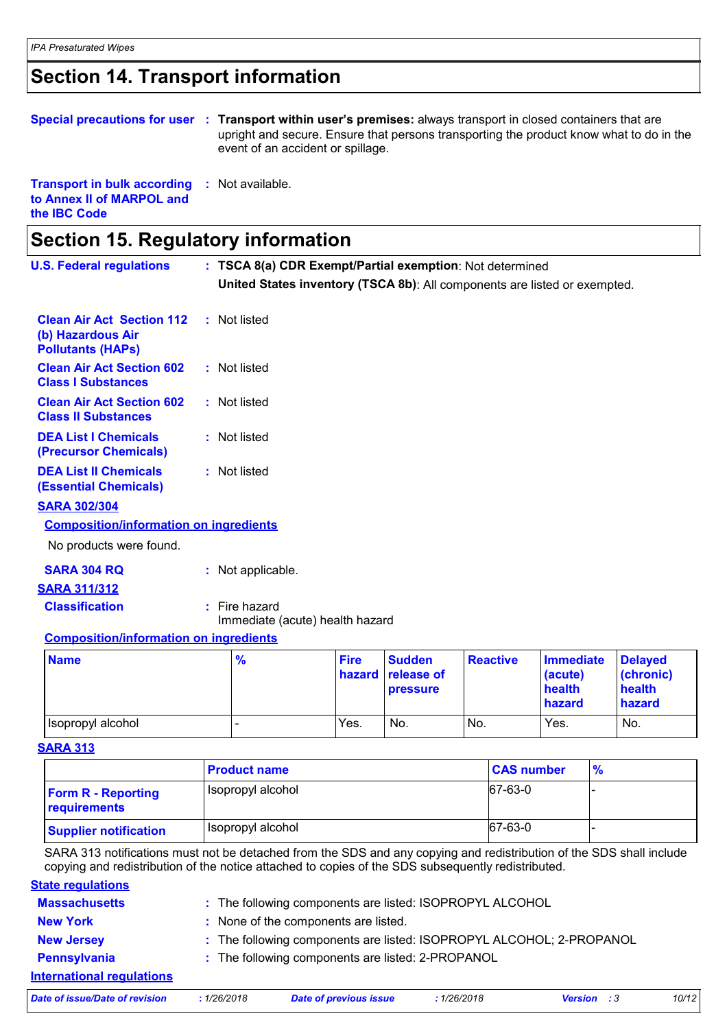## Section 14. Transport information

**Special precautions for user** : **Transport within user's premises:** always transport in closed containers that are upright and secure. Ensure that persons transporting the product know what to do in the event of an accident or spillage.

**Transport in bulk according to Annex II of MARPOL and the IBC Code** : Not available.

## Section 15. Regulatory information

**U.S. Federal regulations** : **TSCA 8(a) CDR Exempt/Partial exemption**: Not determined

**United States inventory (TSCA 8b)**: All components are listed or exempted.

**Clean Air Act Section 112 (b) Hazardous Air Pollutants (HAPs)** : Not listed

**Clean Air Act Section 602 Class I Substances** : Not listed

**Clean Air Act Section 602 Class II Substances** : Not listed

**DEA List I Chemicals (Precursor Chemicals)** : Not listed

**DEA List II Chemicals (Essential Chemicals)** : Not listed

**SARA 302/304**

**Composition/information on ingredients**

No products were found.

**SARA 304 RQ** : Not applicable.

**SARA 311/312**

**Classification** : Fire hazard
Immediate (acute) health hazard

**Composition/information on ingredients**

| Name | % | Fire hazard | Sudden release of pressure | Reactive | Immediate (acute) health hazard | Delayed (chronic) health hazard |
|---|---|---|---|---|---|---|
| Isopropyl alcohol | - | Yes. | No. | No. | Yes. | No. |

**SARA 313**

| | Product name | CAS number | % |
|---|---|---|---|
| **Form R - Reporting requirements** | Isopropyl alcohol | 67-63-0 | - |
| **Supplier notification** | Isopropyl alcohol | 67-63-0 | - |

SARA 313 notifications must not be detached from the SDS and any copying and redistribution of the SDS shall include copying and redistribution of the notice attached to copies of the SDS subsequently redistributed.

**State regulations**

**Massachusetts** : The following components are listed: ISOPROPYL ALCOHOL

**New York** : None of the components are listed.

**New Jersey** : The following components are listed: ISOPROPYL ALCOHOL; 2-PROPANOL

**Pennsylvania** : The following components are listed: 2-PROPANOL

**International regulations**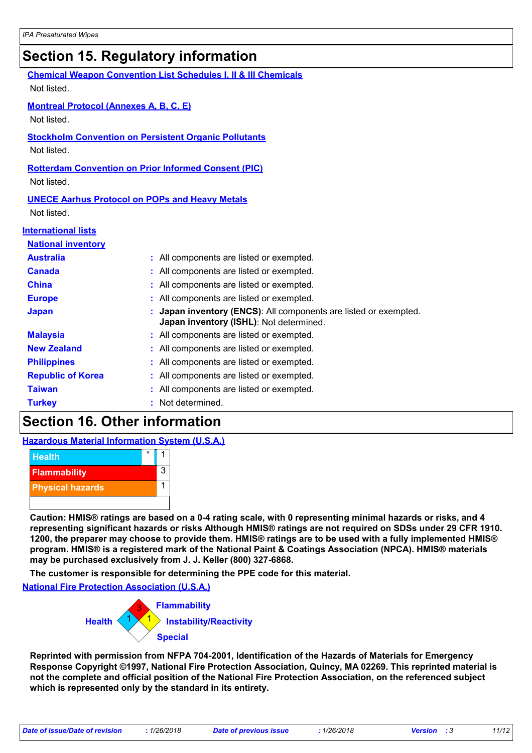## Section 15. Regulatory information

**Chemical Weapon Convention List Schedules I, II & III Chemicals**

Not listed.

**Montreal Protocol (Annexes A, B, C, E)**

Not listed.

**Stockholm Convention on Persistent Organic Pollutants**

Not listed.

**Rotterdam Convention on Prior Informed Consent (PIC)**

Not listed.

**UNECE Aarhus Protocol on POPs and Heavy Metals**

Not listed.

**International lists**

**National inventory**

| | |
|---|---|
| **Australia** | : All components are listed or exempted. |
| **Canada** | : All components are listed or exempted. |
| **China** | : All components are listed or exempted. |
| **Europe** | : All components are listed or exempted. |
| **Japan** | : **Japan inventory (ENCS)**: All components are listed or exempted.<br>**Japan inventory (ISHL)**: Not determined. |
| **Malaysia** | : All components are listed or exempted. |
| **New Zealand** | : All components are listed or exempted. |
| **Philippines** | : All components are listed or exempted. |
| **Republic of Korea** | : All components are listed or exempted. |
| **Taiwan** | : All components are listed or exempted. |
| **Turkey** | : Not determined. |

## Section 16. Other information

**Hazardous Material Information System (U.S.A.)**

| | |
|---|---|
| Health * | 1 |
| Flammability | 3 |
| Physical hazards | 1 |

**Caution: HMIS® ratings are based on a 0-4 rating scale, with 0 representing minimal hazards or risks, and 4 representing significant hazards or risks Although HMIS® ratings are not required on SDSs under 29 CFR 1910. 1200, the preparer may choose to provide them. HMIS® ratings are to be used with a fully implemented HMIS® program. HMIS® is a registered mark of the National Paint & Coatings Association (NPCA). HMIS® materials may be purchased exclusively from J. J. Keller (800) 327-6868.**

**The customer is responsible for determining the PPE code for this material.**

**National Fire Protection Association (U.S.A.)**

| | |
|---|---|
| Health | 1 |
| Flammability | 3 |
| Instability/Reactivity | 1 |
| Special | |

**Reprinted with permission from NFPA 704-2001, Identification of the Hazards of Materials for Emergency Response Copyright ©1997, National Fire Protection Association, Quincy, MA 02269. This reprinted material is not the complete and official position of the National Fire Protection Association, on the referenced subject which is represented only by the standard in its entirety.**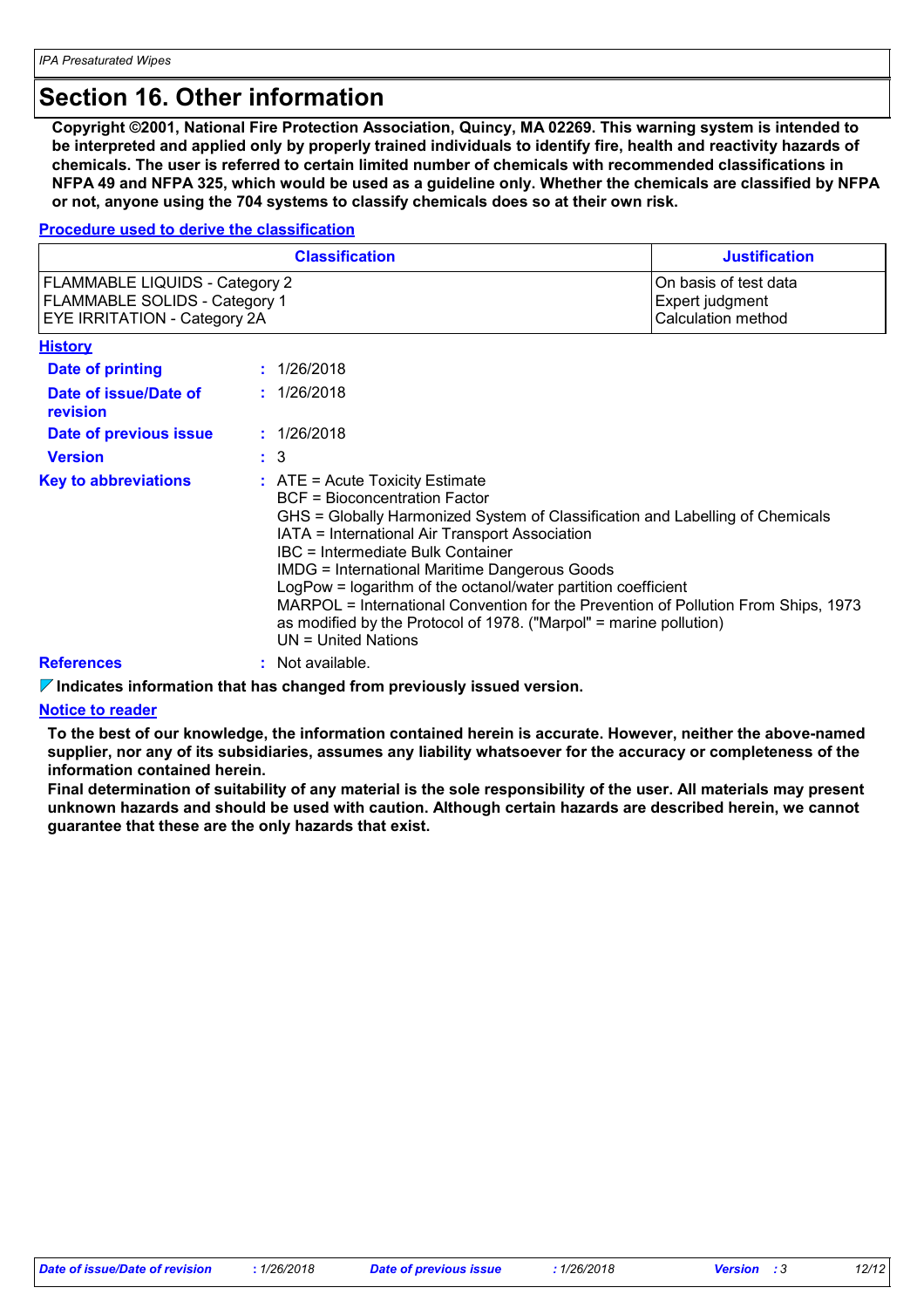# Section 16. Other information

**Copyright ©2001, National Fire Protection Association, Quincy, MA 02269. This warning system is intended to be interpreted and applied only by properly trained individuals to identify fire, health and reactivity hazards of chemicals. The user is referred to certain limited number of chemicals with recommended classifications in NFPA 49 and NFPA 325, which would be used as a guideline only. Whether the chemicals are classified by NFPA or not, anyone using the 704 systems to classify chemicals does so at their own risk.**

## Procedure used to derive the classification

| Classification | Justification |
| --- | --- |
| FLAMMABLE LIQUIDS - Category 2 | On basis of test data |
| FLAMMABLE SOLIDS - Category 1 | Expert judgment |
| EYE IRRITATION - Category 2A | Calculation method |

## History

**Date of printing** : 1/26/2018

**Date of issue/Date of revision** : 1/26/2018

**Date of previous issue** : 1/26/2018

**Version** : 3

**Key to abbreviations** :
ATE = Acute Toxicity Estimate
BCF = Bioconcentration Factor
GHS = Globally Harmonized System of Classification and Labelling of Chemicals
IATA = International Air Transport Association
IBC = Intermediate Bulk Container
IMDG = International Maritime Dangerous Goods
LogPow = logarithm of the octanol/water partition coefficient
MARPOL = International Convention for the Prevention of Pollution From Ships, 1973 as modified by the Protocol of 1978. ("Marpol" = marine pollution)
UN = United Nations

**References** : Not available.

**Indicates information that has changed from previously issued version.**

## Notice to reader

**To the best of our knowledge, the information contained herein is accurate. However, neither the above-named supplier, nor any of its subsidiaries, assumes any liability whatsoever for the accuracy or completeness of the information contained herein.**

**Final determination of suitability of any material is the sole responsibility of the user. All materials may present unknown hazards and should be used with caution. Although certain hazards are described herein, we cannot guarantee that these are the only hazards that exist.**